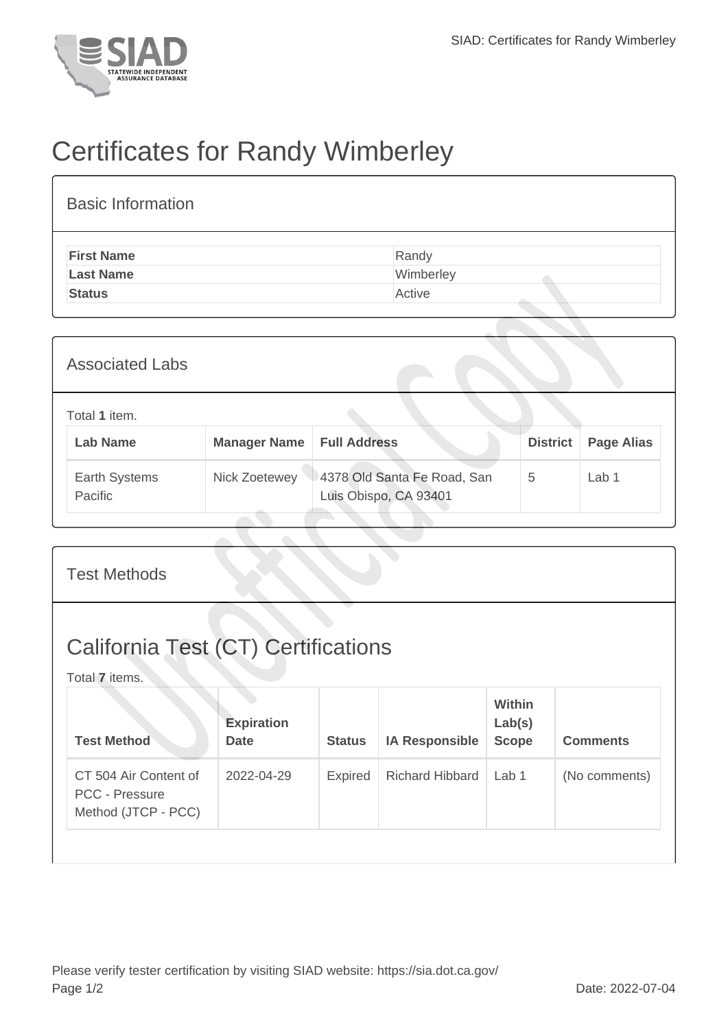# Certificates for Randy Wimberley

## Basic Information

| | |
|---|---|
| **First Name** | Randy |
| **Last Name** | Wimberley |
| **Status** | Active |

## Associated Labs

Total **1** item.

| Lab Name | Manager Name | Full Address | District | Page Alias |
|---|---|---|---|---|
| Earth Systems Pacific | Nick Zoetewey | 4378 Old Santa Fe Road, San Luis Obispo, CA 93401 | 5 | Lab 1 |

## Test Methods

## California Test (CT) Certifications

Total **7** items.

| Test Method | Expiration Date | Status | IA Responsible | Within Lab(s) Scope | Comments |
|---|---|---|---|---|---|
| CT 504 Air Content of PCC - Pressure Method (JTCP - PCC) | 2022-04-29 | Expired | Richard Hibbard | Lab 1 | (No comments) |

Please verify tester certification by visiting SIAD website: https://sia.dot.ca.gov/

Date: 2022-07-04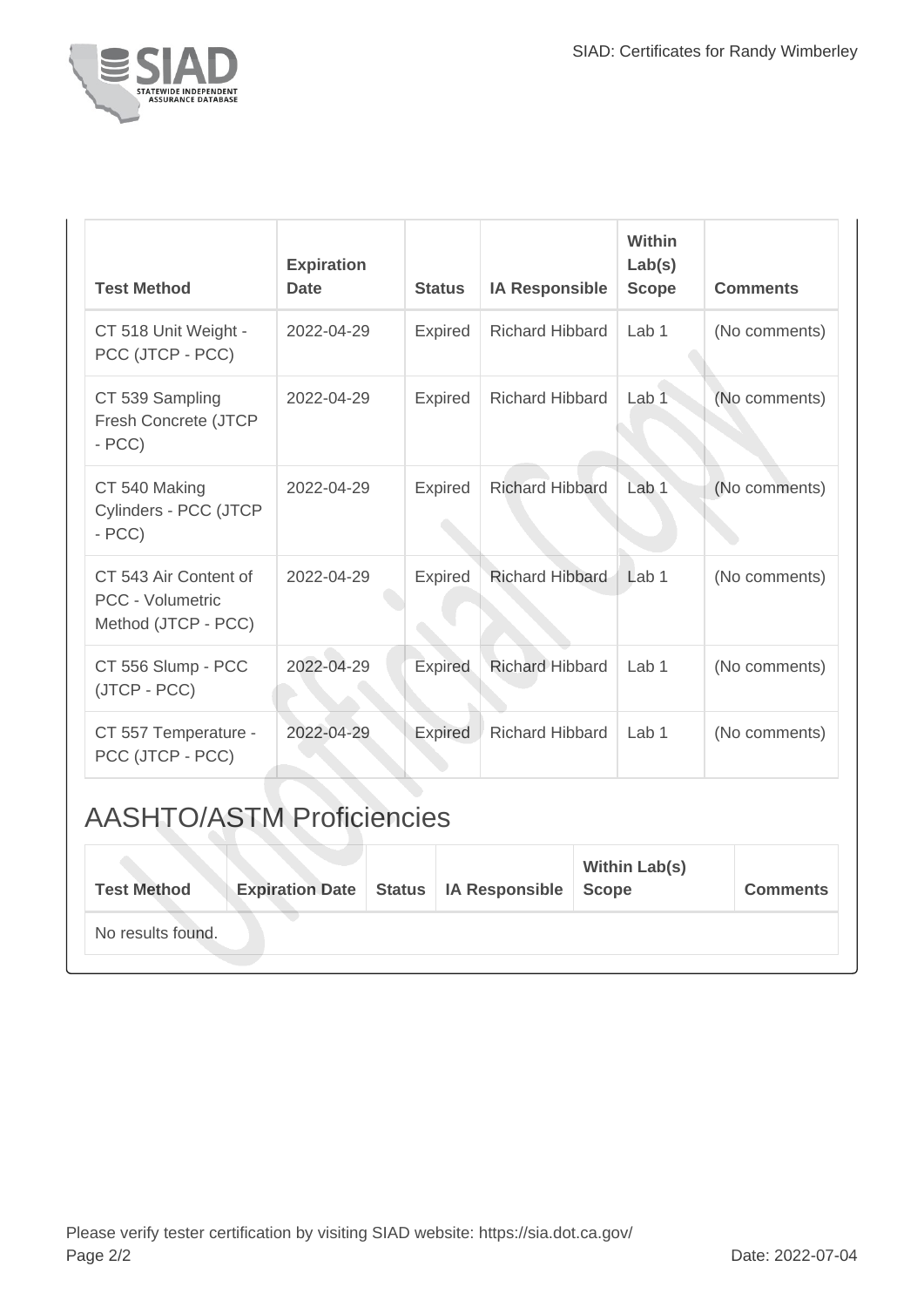| Test Method | Expiration Date | Status | IA Responsible | Within Lab(s) Scope | Comments |
| --- | --- | --- | --- | --- | --- |
| CT 518 Unit Weight - PCC (JTCP - PCC) | 2022-04-29 | Expired | Richard Hibbard | Lab 1 | (No comments) |
| CT 539 Sampling Fresh Concrete (JTCP - PCC) | 2022-04-29 | Expired | Richard Hibbard | Lab 1 | (No comments) |
| CT 540 Making Cylinders - PCC (JTCP - PCC) | 2022-04-29 | Expired | Richard Hibbard | Lab 1 | (No comments) |
| CT 543 Air Content of PCC - Volumetric Method (JTCP - PCC) | 2022-04-29 | Expired | Richard Hibbard | Lab 1 | (No comments) |
| CT 556 Slump - PCC (JTCP - PCC) | 2022-04-29 | Expired | Richard Hibbard | Lab 1 | (No comments) |
| CT 557 Temperature - PCC (JTCP - PCC) | 2022-04-29 | Expired | Richard Hibbard | Lab 1 | (No comments) |

## AASHTO/ASTM Proficiencies

| Test Method | Expiration Date | Status | IA Responsible | Within Lab(s) Scope | Comments |
| --- | --- | --- | --- | --- | --- |
| No results found. | | | | | |

Please verify tester certification by visiting SIAD website: https://sia.dot.ca.gov/

Date: 2022-07-04